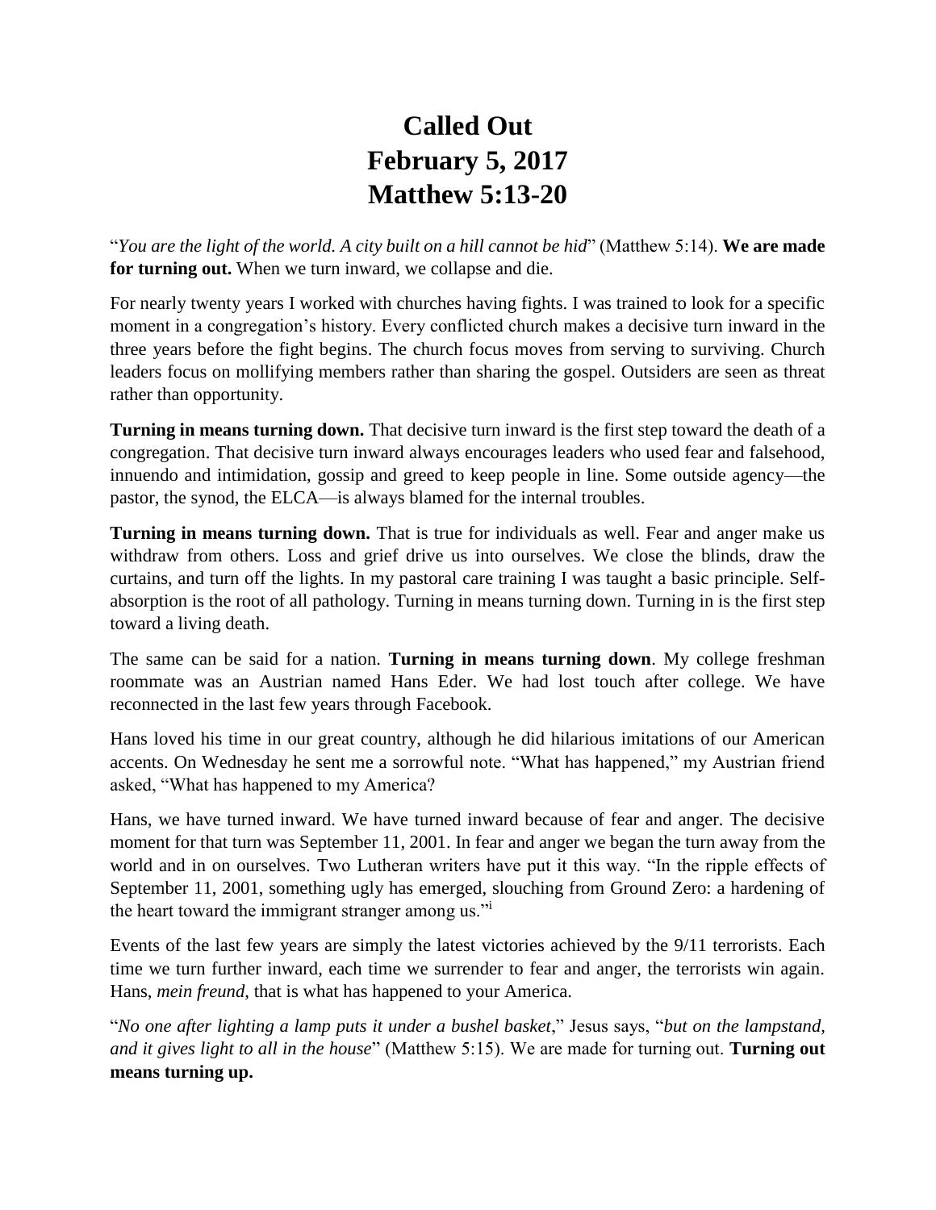# Called Out
# February 5, 2017
# Matthew 5:13-20

"*You are the light of the world. A city built on a hill cannot be hid*" (Matthew 5:14). **We are made for turning out.** When we turn inward, we collapse and die.

For nearly twenty years I worked with churches having fights. I was trained to look for a specific moment in a congregation's history. Every conflicted church makes a decisive turn inward in the three years before the fight begins. The church focus moves from serving to surviving. Church leaders focus on mollifying members rather than sharing the gospel. Outsiders are seen as threat rather than opportunity.

**Turning in means turning down.** That decisive turn inward is the first step toward the death of a congregation. That decisive turn inward always encourages leaders who used fear and falsehood, innuendo and intimidation, gossip and greed to keep people in line. Some outside agency—the pastor, the synod, the ELCA—is always blamed for the internal troubles.

**Turning in means turning down.** That is true for individuals as well. Fear and anger make us withdraw from others. Loss and grief drive us into ourselves. We close the blinds, draw the curtains, and turn off the lights. In my pastoral care training I was taught a basic principle. Self-absorption is the root of all pathology. Turning in means turning down. Turning in is the first step toward a living death.

The same can be said for a nation. **Turning in means turning down**. My college freshman roommate was an Austrian named Hans Eder. We had lost touch after college. We have reconnected in the last few years through Facebook.

Hans loved his time in our great country, although he did hilarious imitations of our American accents. On Wednesday he sent me a sorrowful note. "What has happened," my Austrian friend asked, "What has happened to my America?

Hans, we have turned inward. We have turned inward because of fear and anger. The decisive moment for that turn was September 11, 2001. In fear and anger we began the turn away from the world and in on ourselves. Two Lutheran writers have put it this way. "In the ripple effects of September 11, 2001, something ugly has emerged, slouching from Ground Zero: a hardening of the heart toward the immigrant stranger among us."[i]

Events of the last few years are simply the latest victories achieved by the 9/11 terrorists. Each time we turn further inward, each time we surrender to fear and anger, the terrorists win again. Hans, *mein freund*, that is what has happened to your America.

"*No one after lighting a lamp puts it under a bushel basket*," Jesus says, "*but on the lampstand, and it gives light to all in the house*" (Matthew 5:15). We are made for turning out. **Turning out means turning up.**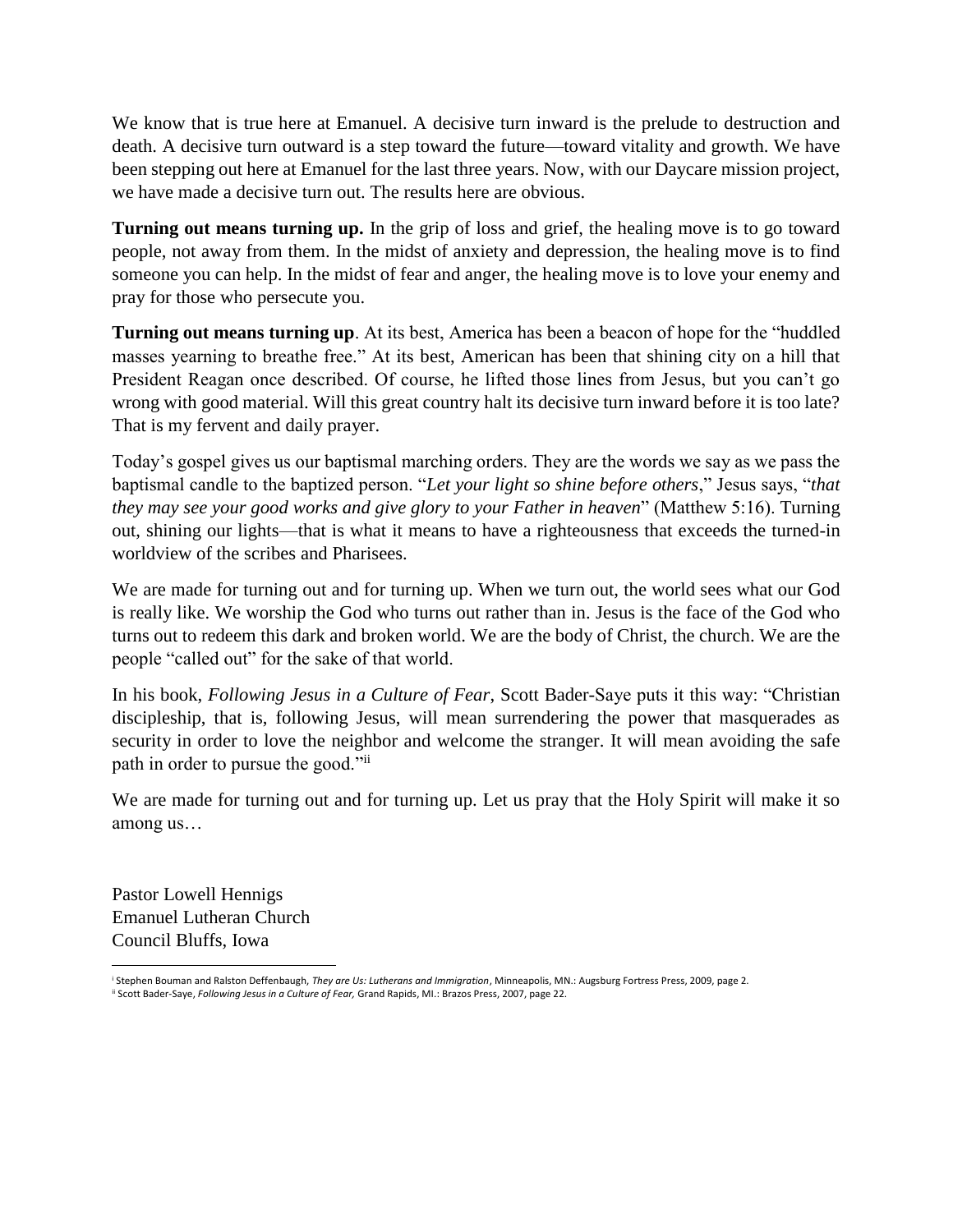We know that is true here at Emanuel. A decisive turn inward is the prelude to destruction and death. A decisive turn outward is a step toward the future—toward vitality and growth. We have been stepping out here at Emanuel for the last three years. Now, with our Daycare mission project, we have made a decisive turn out. The results here are obvious.

**Turning out means turning up.** In the grip of loss and grief, the healing move is to go toward people, not away from them. In the midst of anxiety and depression, the healing move is to find someone you can help. In the midst of fear and anger, the healing move is to love your enemy and pray for those who persecute you.

**Turning out means turning up**. At its best, America has been a beacon of hope for the "huddled masses yearning to breathe free." At its best, American has been that shining city on a hill that President Reagan once described. Of course, he lifted those lines from Jesus, but you can't go wrong with good material. Will this great country halt its decisive turn inward before it is too late? That is my fervent and daily prayer.

Today's gospel gives us our baptismal marching orders. They are the words we say as we pass the baptismal candle to the baptized person. "*Let your light so shine before others*," Jesus says, "*that they may see your good works and give glory to your Father in heaven*" (Matthew 5:16). Turning out, shining our lights—that is what it means to have a righteousness that exceeds the turned-in worldview of the scribes and Pharisees.

We are made for turning out and for turning up. When we turn out, the world sees what our God is really like. We worship the God who turns out rather than in. Jesus is the face of the God who turns out to redeem this dark and broken world. We are the body of Christ, the church. We are the people "called out" for the sake of that world.

In his book, *Following Jesus in a Culture of Fear*, Scott Bader-Saye puts it this way: "Christian discipleship, that is, following Jesus, will mean surrendering the power that masquerades as security in order to love the neighbor and welcome the stranger. It will mean avoiding the safe path in order to pursue the good."[ii]

We are made for turning out and for turning up. Let us pray that the Holy Spirit will make it so among us…

Pastor Lowell Hennigs
Emanuel Lutheran Church
Council Bluffs, Iowa

---

[i] Stephen Bouman and Ralston Deffenbaugh, *They are Us: Lutherans and Immigration*, Minneapolis, MN.: Augsburg Fortress Press, 2009, page 2.

[ii] Scott Bader-Saye, *Following Jesus in a Culture of Fear,* Grand Rapids, MI.: Brazos Press, 2007, page 22.